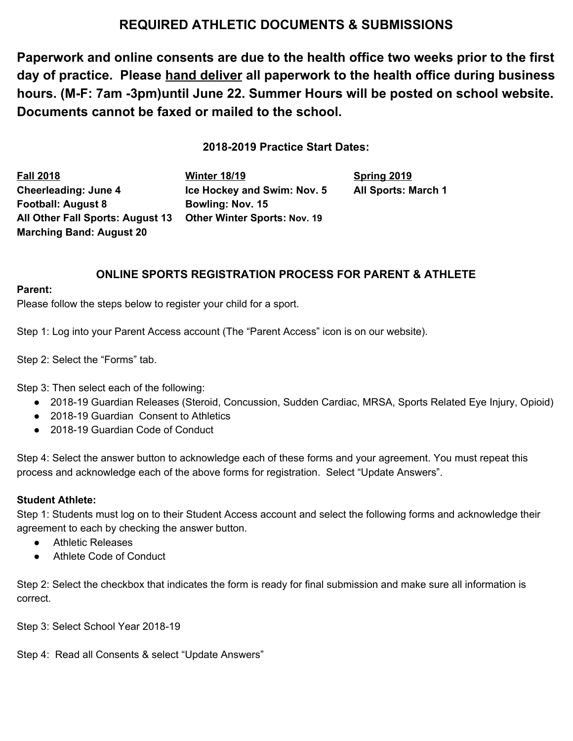# REQUIRED ATHLETIC DOCUMENTS & SUBMISSIONS

**Paperwork and online consents are due to the health office two weeks prior to the first day of practice. Please <u>hand deliver</u> all paperwork to the health office during business hours. (M-F: 7am -3pm)until June 22. Summer Hours will be posted on school website. Documents cannot be faxed or mailed to the school.**

### 2018-2019 Practice Start Dates:

| **<u>Fall 2018</u>** | **<u>Winter 18/19</u>** | **<u>Spring 2019</u>** |
|---|---|---|
| **Cheerleading: June 4** | **Ice Hockey and Swim: Nov. 5** | **All Sports: March 1** |
| **Football: August 8** | **Bowling: Nov. 15** | |
| **All Other Fall Sports: August 13** | **Other Winter Sports: Nov. 19** | |
| **Marching Band: August 20** | | |

### ONLINE SPORTS REGISTRATION PROCESS FOR PARENT & ATHLETE

**Parent:**

Please follow the steps below to register your child for a sport.

Step 1: Log into your Parent Access account (The "Parent Access" icon is on our website).

Step 2: Select the "Forms" tab.

Step 3: Then select each of the following:

- 2018-19 Guardian Releases (Steroid, Concussion, Sudden Cardiac, MRSA, Sports Related Eye Injury, Opioid)
- 2018-19 Guardian Consent to Athletics
- 2018-19 Guardian Code of Conduct

Step 4: Select the answer button to acknowledge each of these forms and your agreement. You must repeat this process and acknowledge each of the above forms for registration. Select "Update Answers".

**Student Athlete:**

Step 1: Students must log on to their Student Access account and select the following forms and acknowledge their agreement to each by checking the answer button.

- Athletic Releases
- Athlete Code of Conduct

Step 2: Select the checkbox that indicates the form is ready for final submission and make sure all information is correct.

Step 3: Select School Year 2018-19

Step 4: Read all Consents & select "Update Answers"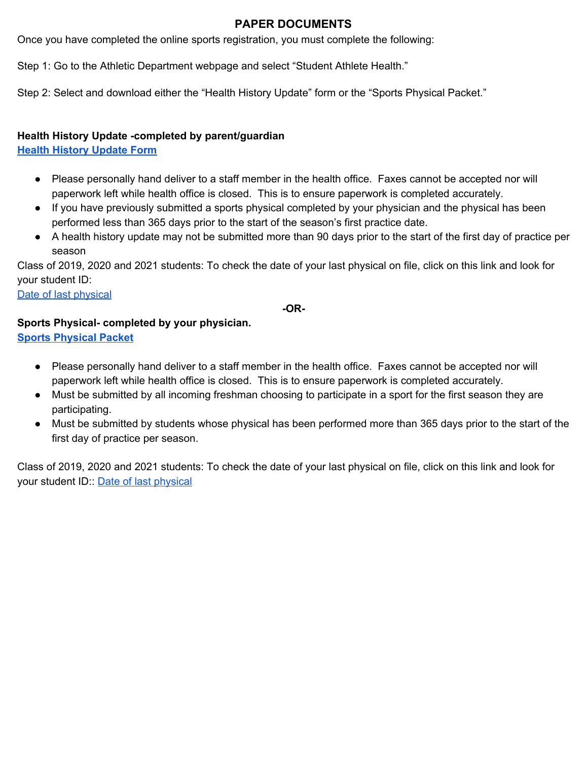## PAPER DOCUMENTS

Once you have completed the online sports registration, you must complete the following:

Step 1: Go to the Athletic Department webpage and select "Student Athlete Health."

Step 2: Select and download either the "Health History Update" form or the "Sports Physical Packet."

**Health History Update -completed by parent/guardian**

**Health History Update Form**

- Please personally hand deliver to a staff member in the health office. Faxes cannot be accepted nor will paperwork left while health office is closed. This is to ensure paperwork is completed accurately.
- If you have previously submitted a sports physical completed by your physician and the physical has been performed less than 365 days prior to the start of the season's first practice date.
- A health history update may not be submitted more than 90 days prior to the start of the first day of practice per season

Class of 2019, 2020 and 2021 students: To check the date of your last physical on file, click on this link and look for your student ID:

Date of last physical

**-OR-**

**Sports Physical- completed by your physician.**

**Sports Physical Packet**

- Please personally hand deliver to a staff member in the health office. Faxes cannot be accepted nor will paperwork left while health office is closed. This is to ensure paperwork is completed accurately.
- Must be submitted by all incoming freshman choosing to participate in a sport for the first season they are participating.
- Must be submitted by students whose physical has been performed more than 365 days prior to the start of the first day of practice per season.

Class of 2019, 2020 and 2021 students: To check the date of your last physical on file, click on this link and look for your student ID:: Date of last physical